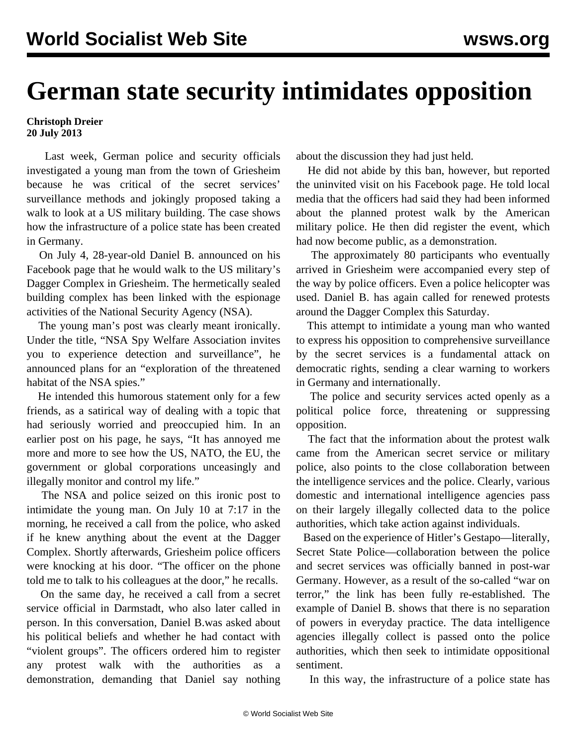# German state security intimidates opposition

**Christoph Dreier**
**20 July 2013**

Last week, German police and security officials investigated a young man from the town of Griesheim because he was critical of the secret services' surveillance methods and jokingly proposed taking a walk to look at a US military building. The case shows how the infrastructure of a police state has been created in Germany.

On July 4, 28-year-old Daniel B. announced on his Facebook page that he would walk to the US military's Dagger Complex in Griesheim. The hermetically sealed building complex has been linked with the espionage activities of the National Security Agency (NSA).

The young man's post was clearly meant ironically. Under the title, "NSA Spy Welfare Association invites you to experience detection and surveillance", he announced plans for an "exploration of the threatened habitat of the NSA spies."

He intended this humorous statement only for a few friends, as a satirical way of dealing with a topic that had seriously worried and preoccupied him. In an earlier post on his page, he says, "It has annoyed me more and more to see how the US, NATO, the EU, the government or global corporations unceasingly and illegally monitor and control my life."

The NSA and police seized on this ironic post to intimidate the young man. On July 10 at 7:17 in the morning, he received a call from the police, who asked if he knew anything about the event at the Dagger Complex. Shortly afterwards, Griesheim police officers were knocking at his door. "The officer on the phone told me to talk to his colleagues at the door," he recalls.

On the same day, he received a call from a secret service official in Darmstadt, who also later called in person. In this conversation, Daniel B.was asked about his political beliefs and whether he had contact with "violent groups". The officers ordered him to register any protest walk with the authorities as a demonstration, demanding that Daniel say nothing about the discussion they had just held.

He did not abide by this ban, however, but reported the uninvited visit on his Facebook page. He told local media that the officers had said they had been informed about the planned protest walk by the American military police. He then did register the event, which had now become public, as a demonstration.

The approximately 80 participants who eventually arrived in Griesheim were accompanied every step of the way by police officers. Even a police helicopter was used. Daniel B. has again called for renewed protests around the Dagger Complex this Saturday.

This attempt to intimidate a young man who wanted to express his opposition to comprehensive surveillance by the secret services is a fundamental attack on democratic rights, sending a clear warning to workers in Germany and internationally.

The police and security services acted openly as a political police force, threatening or suppressing opposition.

The fact that the information about the protest walk came from the American secret service or military police, also points to the close collaboration between the intelligence services and the police. Clearly, various domestic and international intelligence agencies pass on their largely illegally collected data to the police authorities, which take action against individuals.

Based on the experience of Hitler's Gestapo—literally, Secret State Police—collaboration between the police and secret services was officially banned in post-war Germany. However, as a result of the so-called "war on terror," the link has been fully re-established. The example of Daniel B. shows that there is no separation of powers in everyday practice. The data intelligence agencies illegally collect is passed onto the police authorities, which then seek to intimidate oppositional sentiment.

In this way, the infrastructure of a police state has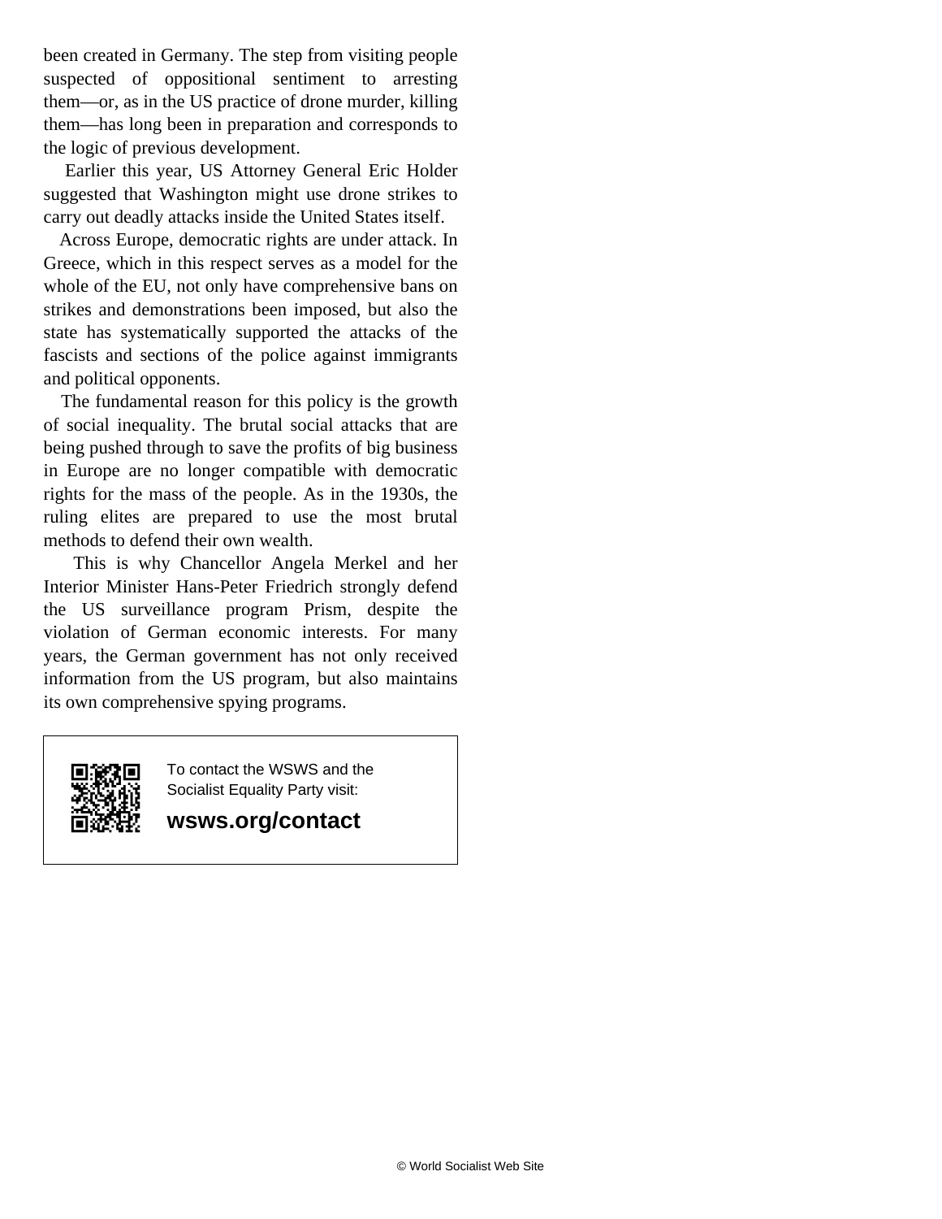been created in Germany. The step from visiting people suspected of oppositional sentiment to arresting them—or, as in the US practice of drone murder, killing them—has long been in preparation and corresponds to the logic of previous development.

Earlier this year, US Attorney General Eric Holder suggested that Washington might use drone strikes to carry out deadly attacks inside the United States itself.

Across Europe, democratic rights are under attack. In Greece, which in this respect serves as a model for the whole of the EU, not only have comprehensive bans on strikes and demonstrations been imposed, but also the state has systematically supported the attacks of the fascists and sections of the police against immigrants and political opponents.

The fundamental reason for this policy is the growth of social inequality. The brutal social attacks that are being pushed through to save the profits of big business in Europe are no longer compatible with democratic rights for the mass of the people. As in the 1930s, the ruling elites are prepared to use the most brutal methods to defend their own wealth.

This is why Chancellor Angela Merkel and her Interior Minister Hans-Peter Friedrich strongly defend the US surveillance program Prism, despite the violation of German economic interests. For many years, the German government has not only received information from the US program, but also maintains its own comprehensive spying programs.

To contact the WSWS and the Socialist Equality Party visit:

**wsws.org/contact**